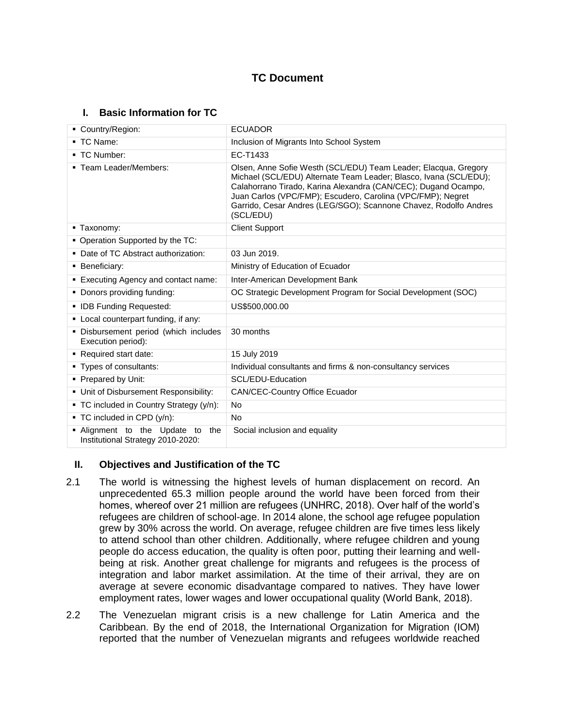# TC Document

## I. Basic Information for TC

| | |
|---|---|
| ▪ Country/Region: | ECUADOR |
| ▪ TC Name: | Inclusion of Migrants Into School System |
| ▪ TC Number: | EC-T1433 |
| ▪ Team Leader/Members: | Olsen, Anne Sofie Westh (SCL/EDU) Team Leader; Elacqua, Gregory Michael (SCL/EDU) Alternate Team Leader; Blasco, Ivana (SCL/EDU); Calahorrano Tirado, Karina Alexandra (CAN/CEC); Dugand Ocampo, Juan Carlos (VPC/FMP); Escudero, Carolina (VPC/FMP); Negret Garrido, Cesar Andres (LEG/SGO); Scannone Chavez, Rodolfo Andres (SCL/EDU) |
| ▪ Taxonomy: | Client Support |
| ▪ Operation Supported by the TC: | |
| ▪ Date of TC Abstract authorization: | 03 Jun 2019. |
| ▪ Beneficiary: | Ministry of Education of Ecuador |
| ▪ Executing Agency and contact name: | Inter-American Development Bank |
| ▪ Donors providing funding: | OC Strategic Development Program for Social Development (SOC) |
| ▪ IDB Funding Requested: | US$500,000.00 |
| ▪ Local counterpart funding, if any: | |
| ▪ Disbursement period (which includes Execution period): | 30 months |
| ▪ Required start date: | 15 July 2019 |
| ▪ Types of consultants: | Individual consultants and firms & non-consultancy services |
| ▪ Prepared by Unit: | SCL/EDU-Education |
| ▪ Unit of Disbursement Responsibility: | CAN/CEC-Country Office Ecuador |
| ▪ TC included in Country Strategy (y/n): | No |
| ▪ TC included in CPD (y/n): | No |
| ▪ Alignment to the Update to the Institutional Strategy 2010-2020: | Social inclusion and equality |

## II. Objectives and Justification of the TC

2.1 The world is witnessing the highest levels of human displacement on record. An unprecedented 65.3 million people around the world have been forced from their homes, whereof over 21 million are refugees (UNHRC, 2018). Over half of the world's refugees are children of school-age. In 2014 alone, the school age refugee population grew by 30% across the world. On average, refugee children are five times less likely to attend school than other children. Additionally, where refugee children and young people do access education, the quality is often poor, putting their learning and well-being at risk. Another great challenge for migrants and refugees is the process of integration and labor market assimilation. At the time of their arrival, they are on average at severe economic disadvantage compared to natives. They have lower employment rates, lower wages and lower occupational quality (World Bank, 2018).

2.2 The Venezuelan migrant crisis is a new challenge for Latin America and the Caribbean. By the end of 2018, the International Organization for Migration (IOM) reported that the number of Venezuelan migrants and refugees worldwide reached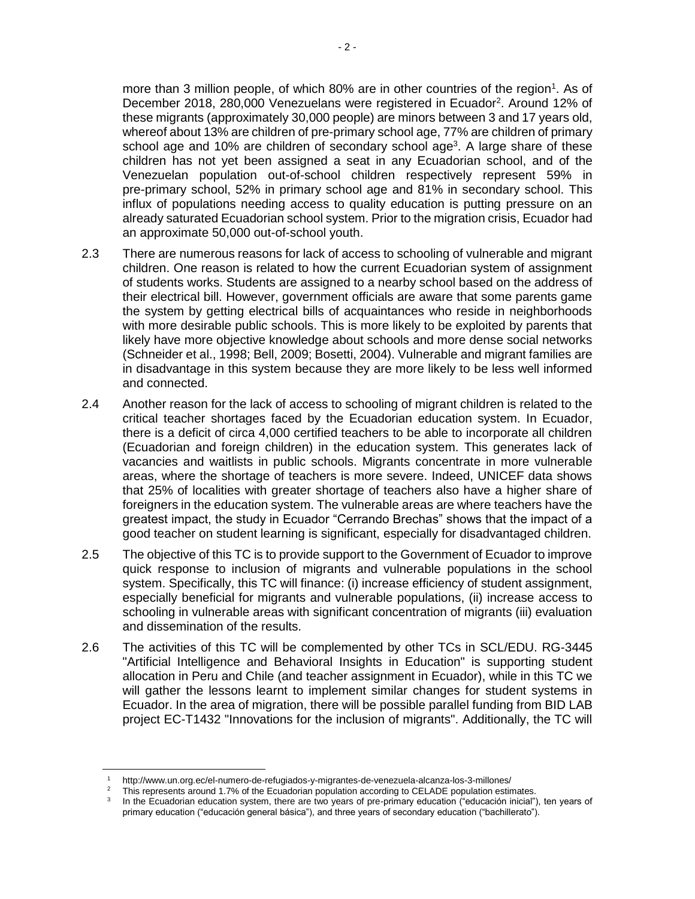more than 3 million people, of which 80% are in other countries of the region[1]. As of December 2018, 280,000 Venezuelans were registered in Ecuador[2]. Around 12% of these migrants (approximately 30,000 people) are minors between 3 and 17 years old, whereof about 13% are children of pre-primary school age, 77% are children of primary school age and 10% are children of secondary school age[3]. A large share of these children has not yet been assigned a seat in any Ecuadorian school, and of the Venezuelan population out-of-school children respectively represent 59% in pre-primary school, 52% in primary school age and 81% in secondary school. This influx of populations needing access to quality education is putting pressure on an already saturated Ecuadorian school system. Prior to the migration crisis, Ecuador had an approximate 50,000 out-of-school youth.

2.3 There are numerous reasons for lack of access to schooling of vulnerable and migrant children. One reason is related to how the current Ecuadorian system of assignment of students works. Students are assigned to a nearby school based on the address of their electrical bill. However, government officials are aware that some parents game the system by getting electrical bills of acquaintances who reside in neighborhoods with more desirable public schools. This is more likely to be exploited by parents that likely have more objective knowledge about schools and more dense social networks (Schneider et al., 1998; Bell, 2009; Bosetti, 2004). Vulnerable and migrant families are in disadvantage in this system because they are more likely to be less well informed and connected.

2.4 Another reason for the lack of access to schooling of migrant children is related to the critical teacher shortages faced by the Ecuadorian education system. In Ecuador, there is a deficit of circa 4,000 certified teachers to be able to incorporate all children (Ecuadorian and foreign children) in the education system. This generates lack of vacancies and waitlists in public schools. Migrants concentrate in more vulnerable areas, where the shortage of teachers is more severe. Indeed, UNICEF data shows that 25% of localities with greater shortage of teachers also have a higher share of foreigners in the education system. The vulnerable areas are where teachers have the greatest impact, the study in Ecuador "Cerrando Brechas" shows that the impact of a good teacher on student learning is significant, especially for disadvantaged children.

2.5 The objective of this TC is to provide support to the Government of Ecuador to improve quick response to inclusion of migrants and vulnerable populations in the school system. Specifically, this TC will finance: (i) increase efficiency of student assignment, especially beneficial for migrants and vulnerable populations, (ii) increase access to schooling in vulnerable areas with significant concentration of migrants (iii) evaluation and dissemination of the results.

2.6 The activities of this TC will be complemented by other TCs in SCL/EDU. RG-3445 "Artificial Intelligence and Behavioral Insights in Education" is supporting student allocation in Peru and Chile (and teacher assignment in Ecuador), while in this TC we will gather the lessons learnt to implement similar changes for student systems in Ecuador. In the area of migration, there will be possible parallel funding from BID LAB project EC-T1432 "Innovations for the inclusion of migrants". Additionally, the TC will

---

[1] http://www.un.org.ec/el-numero-de-refugiados-y-migrantes-de-venezuela-alcanza-los-3-millones/

[2] This represents around 1.7% of the Ecuadorian population according to CELADE population estimates.

[3] In the Ecuadorian education system, there are two years of pre-primary education ("educación inicial"), ten years of primary education ("educación general básica"), and three years of secondary education ("bachillerato").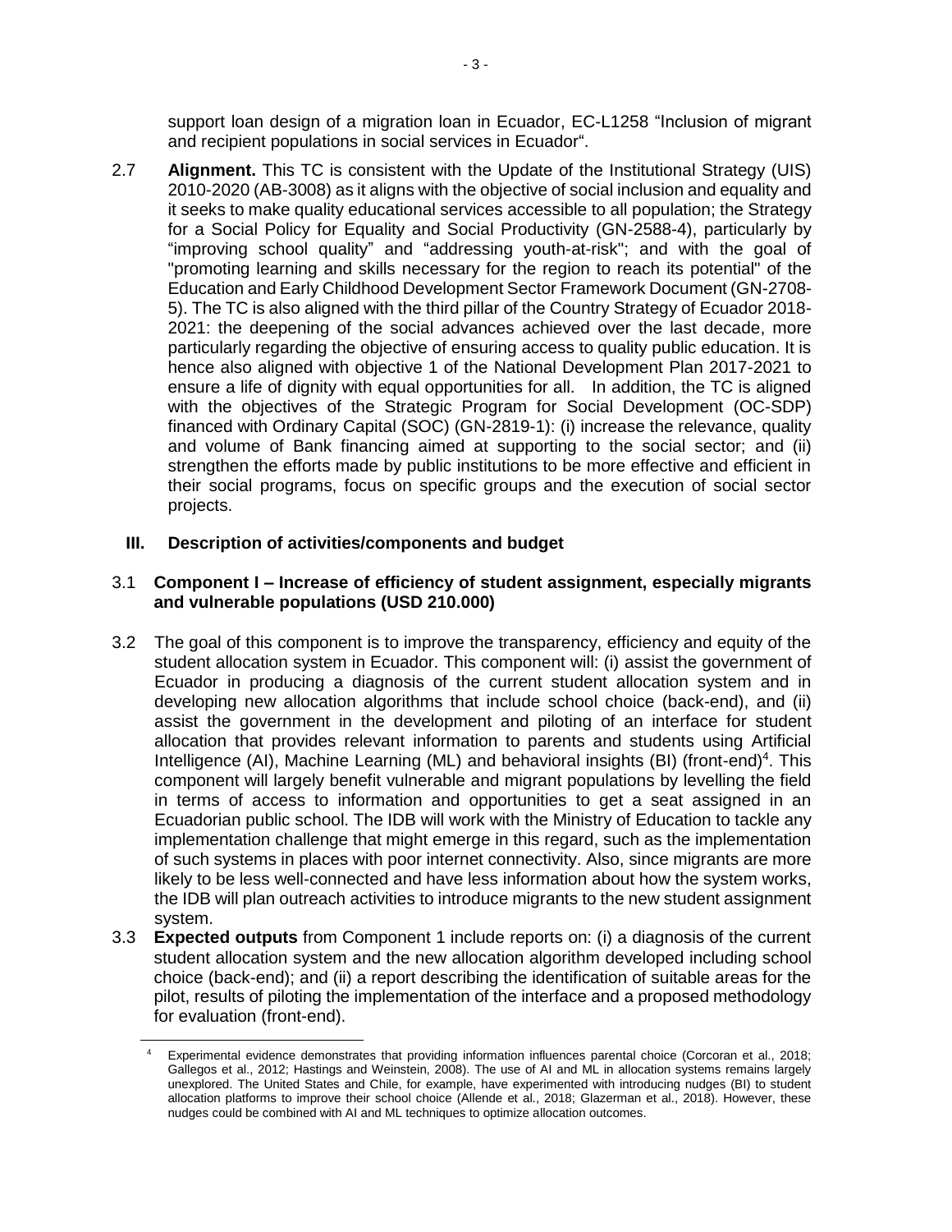support loan design of a migration loan in Ecuador, EC-L1258 "Inclusion of migrant and recipient populations in social services in Ecuador".

2.7 **Alignment.** This TC is consistent with the Update of the Institutional Strategy (UIS) 2010-2020 (AB-3008) as it aligns with the objective of social inclusion and equality and it seeks to make quality educational services accessible to all population; the Strategy for a Social Policy for Equality and Social Productivity (GN-2588-4), particularly by "improving school quality" and "addressing youth-at-risk"; and with the goal of "promoting learning and skills necessary for the region to reach its potential" of the Education and Early Childhood Development Sector Framework Document (GN-2708-5). The TC is also aligned with the third pillar of the Country Strategy of Ecuador 2018-2021: the deepening of the social advances achieved over the last decade, more particularly regarding the objective of ensuring access to quality public education. It is hence also aligned with objective 1 of the National Development Plan 2017-2021 to ensure a life of dignity with equal opportunities for all. In addition, the TC is aligned with the objectives of the Strategic Program for Social Development (OC-SDP) financed with Ordinary Capital (SOC) (GN-2819-1): (i) increase the relevance, quality and volume of Bank financing aimed at supporting to the social sector; and (ii) strengthen the efforts made by public institutions to be more effective and efficient in their social programs, focus on specific groups and the execution of social sector projects.

## III. Description of activities/components and budget

3.1 **Component I – Increase of efficiency of student assignment, especially migrants and vulnerable populations (USD 210.000)**

3.2 The goal of this component is to improve the transparency, efficiency and equity of the student allocation system in Ecuador. This component will: (i) assist the government of Ecuador in producing a diagnosis of the current student allocation system and in developing new allocation algorithms that include school choice (back-end), and (ii) assist the government in the development and piloting of an interface for student allocation that provides relevant information to parents and students using Artificial Intelligence (AI), Machine Learning (ML) and behavioral insights (BI) (front-end)[4]. This component will largely benefit vulnerable and migrant populations by levelling the field in terms of access to information and opportunities to get a seat assigned in an Ecuadorian public school. The IDB will work with the Ministry of Education to tackle any implementation challenge that might emerge in this regard, such as the implementation of such systems in places with poor internet connectivity. Also, since migrants are more likely to be less well-connected and have less information about how the system works, the IDB will plan outreach activities to introduce migrants to the new student assignment system.

3.3 **Expected outputs** from Component 1 include reports on: (i) a diagnosis of the current student allocation system and the new allocation algorithm developed including school choice (back-end); and (ii) a report describing the identification of suitable areas for the pilot, results of piloting the implementation of the interface and a proposed methodology for evaluation (front-end).

[4] Experimental evidence demonstrates that providing information influences parental choice (Corcoran et al., 2018; Gallegos et al., 2012; Hastings and Weinstein, 2008). The use of AI and ML in allocation systems remains largely unexplored. The United States and Chile, for example, have experimented with introducing nudges (BI) to student allocation platforms to improve their school choice (Allende et al., 2018; Glazerman et al., 2018). However, these nudges could be combined with AI and ML techniques to optimize allocation outcomes.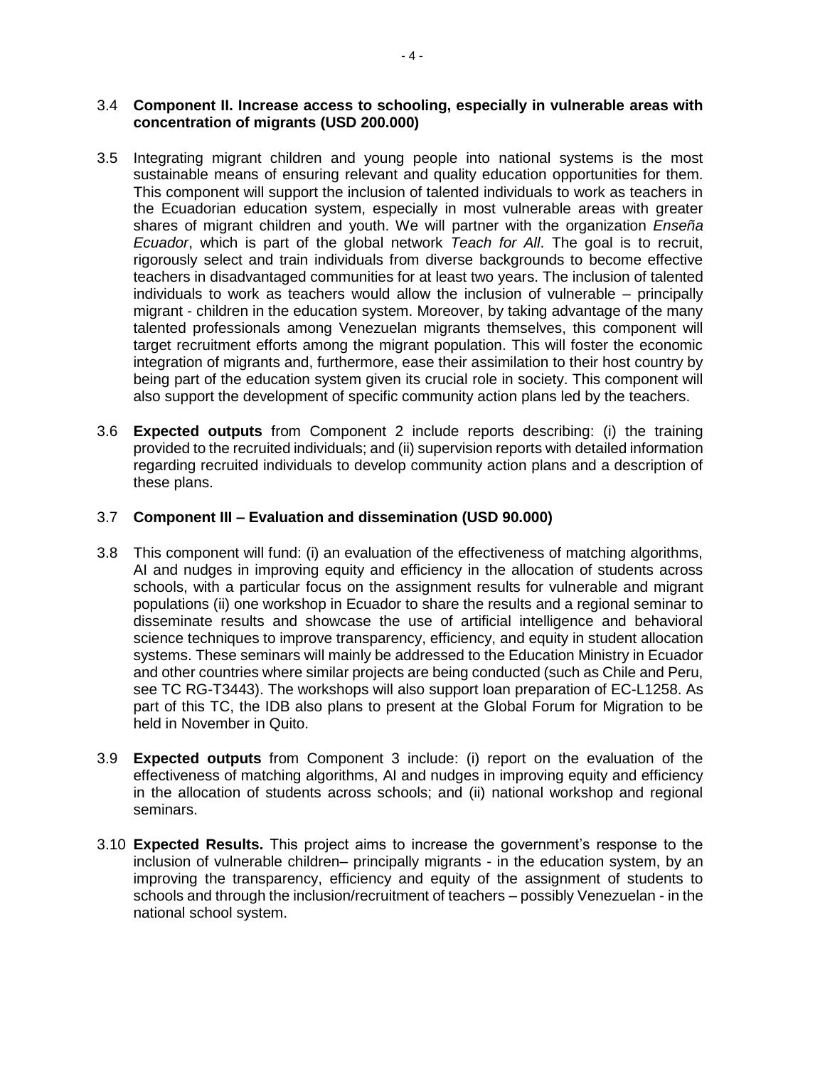3.4 **Component II. Increase access to schooling, especially in vulnerable areas with concentration of migrants (USD 200.000)**

3.5 Integrating migrant children and young people into national systems is the most sustainable means of ensuring relevant and quality education opportunities for them. This component will support the inclusion of talented individuals to work as teachers in the Ecuadorian education system, especially in most vulnerable areas with greater shares of migrant children and youth. We will partner with the organization *Enseña Ecuador*, which is part of the global network *Teach for All*. The goal is to recruit, rigorously select and train individuals from diverse backgrounds to become effective teachers in disadvantaged communities for at least two years. The inclusion of talented individuals to work as teachers would allow the inclusion of vulnerable – principally migrant - children in the education system. Moreover, by taking advantage of the many talented professionals among Venezuelan migrants themselves, this component will target recruitment efforts among the migrant population. This will foster the economic integration of migrants and, furthermore, ease their assimilation to their host country by being part of the education system given its crucial role in society. This component will also support the development of specific community action plans led by the teachers.

3.6 **Expected outputs** from Component 2 include reports describing: (i) the training provided to the recruited individuals; and (ii) supervision reports with detailed information regarding recruited individuals to develop community action plans and a description of these plans.

3.7 **Component III – Evaluation and dissemination (USD 90.000)**

3.8 This component will fund: (i) an evaluation of the effectiveness of matching algorithms, AI and nudges in improving equity and efficiency in the allocation of students across schools, with a particular focus on the assignment results for vulnerable and migrant populations (ii) one workshop in Ecuador to share the results and a regional seminar to disseminate results and showcase the use of artificial intelligence and behavioral science techniques to improve transparency, efficiency, and equity in student allocation systems. These seminars will mainly be addressed to the Education Ministry in Ecuador and other countries where similar projects are being conducted (such as Chile and Peru, see TC RG-T3443). The workshops will also support loan preparation of EC-L1258. As part of this TC, the IDB also plans to present at the Global Forum for Migration to be held in November in Quito.

3.9 **Expected outputs** from Component 3 include: (i) report on the evaluation of the effectiveness of matching algorithms, AI and nudges in improving equity and efficiency in the allocation of students across schools; and (ii) national workshop and regional seminars.

3.10 **Expected Results.** This project aims to increase the government's response to the inclusion of vulnerable children– principally migrants - in the education system, by an improving the transparency, efficiency and equity of the assignment of students to schools and through the inclusion/recruitment of teachers – possibly Venezuelan - in the national school system.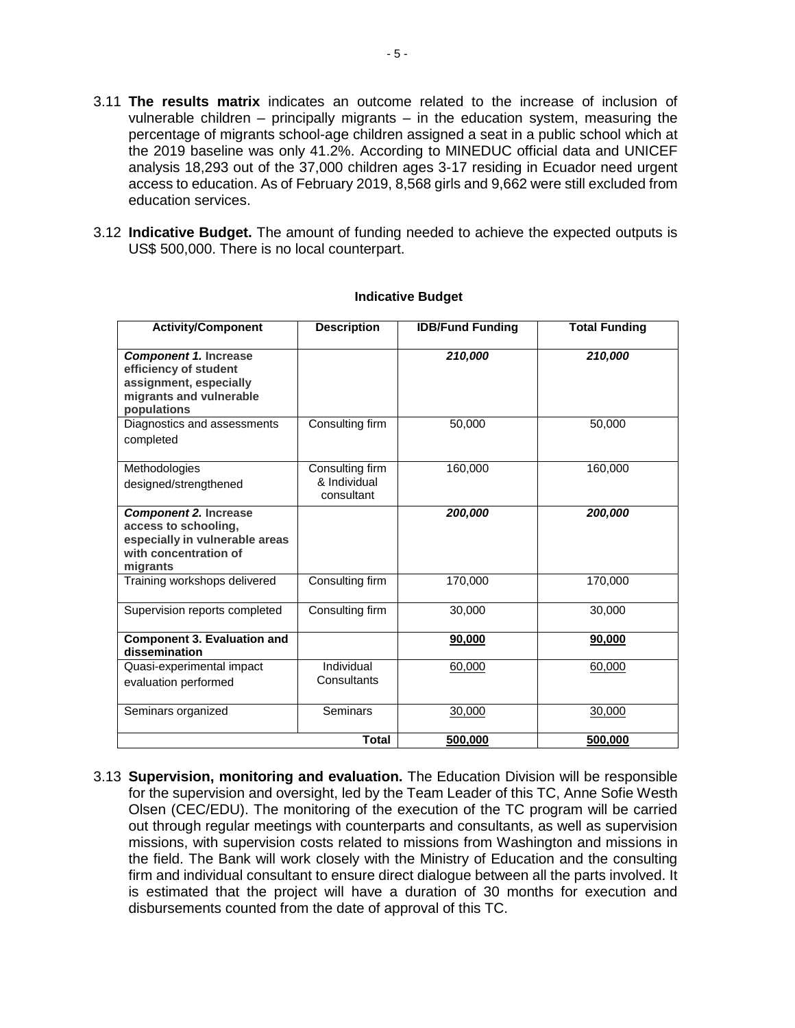3.11 **The results matrix** indicates an outcome related to the increase of inclusion of vulnerable children – principally migrants – in the education system, measuring the percentage of migrants school-age children assigned a seat in a public school which at the 2019 baseline was only 41.2%. According to MINEDUC official data and UNICEF analysis 18,293 out of the 37,000 children ages 3-17 residing in Ecuador need urgent access to education. As of February 2019, 8,568 girls and 9,662 were still excluded from education services.

3.12 **Indicative Budget.** The amount of funding needed to achieve the expected outputs is US$ 500,000. There is no local counterpart.

**Indicative Budget**

| Activity/Component | Description | IDB/Fund Funding | Total Funding |
|---|---|---|---|
| ***Component 1.*** **Increase efficiency of student assignment, especially migrants and vulnerable populations** | | ***210,000*** | ***210,000*** |
| Diagnostics and assessments completed | Consulting firm | 50,000 | 50,000 |
| Methodologies designed/strengthened | Consulting firm & Individual consultant | 160,000 | 160,000 |
| ***Component 2.*** **Increase access to schooling, especially in vulnerable areas with concentration of migrants** | | ***200,000*** | ***200,000*** |
| Training workshops delivered | Consulting firm | 170,000 | 170,000 |
| Supervision reports completed | Consulting firm | 30,000 | 30,000 |
| **Component 3. Evaluation and dissemination** | | **90,000** | **90,000** |
| Quasi-experimental impact evaluation performed | Individual Consultants | 60,000 | 60,000 |
| Seminars organized | Seminars | 30,000 | 30,000 |
| | **Total** | **500,000** | **500,000** |

3.13 **Supervision, monitoring and evaluation.** The Education Division will be responsible for the supervision and oversight, led by the Team Leader of this TC, Anne Sofie Westh Olsen (CEC/EDU). The monitoring of the execution of the TC program will be carried out through regular meetings with counterparts and consultants, as well as supervision missions, with supervision costs related to missions from Washington and missions in the field. The Bank will work closely with the Ministry of Education and the consulting firm and individual consultant to ensure direct dialogue between all the parts involved. It is estimated that the project will have a duration of 30 months for execution and disbursements counted from the date of approval of this TC.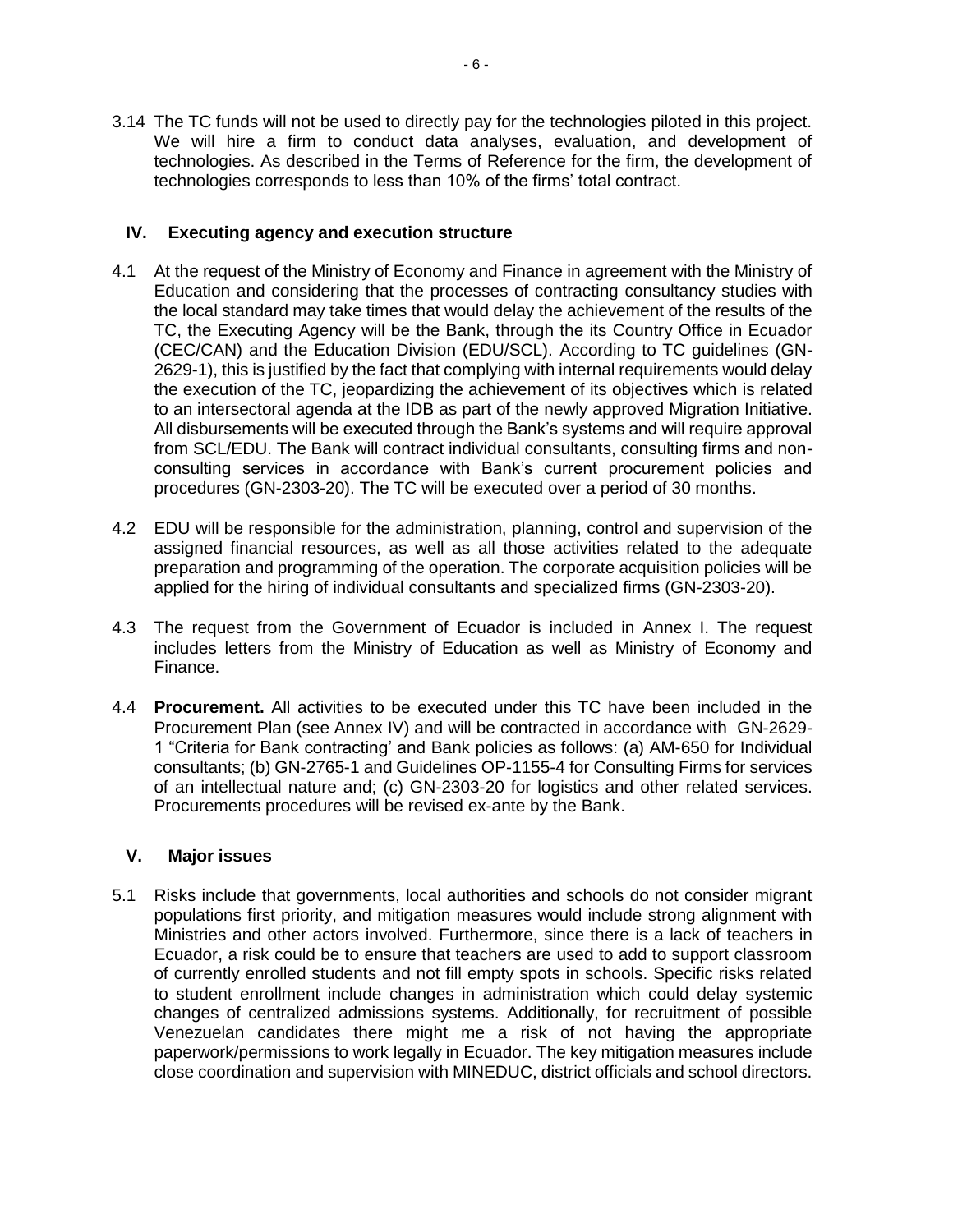3.14 The TC funds will not be used to directly pay for the technologies piloted in this project. We will hire a firm to conduct data analyses, evaluation, and development of technologies. As described in the Terms of Reference for the firm, the development of technologies corresponds to less than 10% of the firms' total contract.

## IV. Executing agency and execution structure

4.1 At the request of the Ministry of Economy and Finance in agreement with the Ministry of Education and considering that the processes of contracting consultancy studies with the local standard may take times that would delay the achievement of the results of the TC, the Executing Agency will be the Bank, through the its Country Office in Ecuador (CEC/CAN) and the Education Division (EDU/SCL). According to TC guidelines (GN-2629-1), this is justified by the fact that complying with internal requirements would delay the execution of the TC, jeopardizing the achievement of its objectives which is related to an intersectoral agenda at the IDB as part of the newly approved Migration Initiative. All disbursements will be executed through the Bank's systems and will require approval from SCL/EDU. The Bank will contract individual consultants, consulting firms and non-consulting services in accordance with Bank's current procurement policies and procedures (GN-2303-20). The TC will be executed over a period of 30 months.

4.2 EDU will be responsible for the administration, planning, control and supervision of the assigned financial resources, as well as all those activities related to the adequate preparation and programming of the operation. The corporate acquisition policies will be applied for the hiring of individual consultants and specialized firms (GN-2303-20).

4.3 The request from the Government of Ecuador is included in Annex I. The request includes letters from the Ministry of Education as well as Ministry of Economy and Finance.

4.4 **Procurement.** All activities to be executed under this TC have been included in the Procurement Plan (see Annex IV) and will be contracted in accordance with GN-2629-1 "Criteria for Bank contracting' and Bank policies as follows: (a) AM-650 for Individual consultants; (b) GN-2765-1 and Guidelines OP-1155-4 for Consulting Firms for services of an intellectual nature and; (c) GN-2303-20 for logistics and other related services. Procurements procedures will be revised ex-ante by the Bank.

## V. Major issues

5.1 Risks include that governments, local authorities and schools do not consider migrant populations first priority, and mitigation measures would include strong alignment with Ministries and other actors involved. Furthermore, since there is a lack of teachers in Ecuador, a risk could be to ensure that teachers are used to add to support classroom of currently enrolled students and not fill empty spots in schools. Specific risks related to student enrollment include changes in administration which could delay systemic changes of centralized admissions systems. Additionally, for recruitment of possible Venezuelan candidates there might me a risk of not having the appropriate paperwork/permissions to work legally in Ecuador. The key mitigation measures include close coordination and supervision with MINEDUC, district officials and school directors.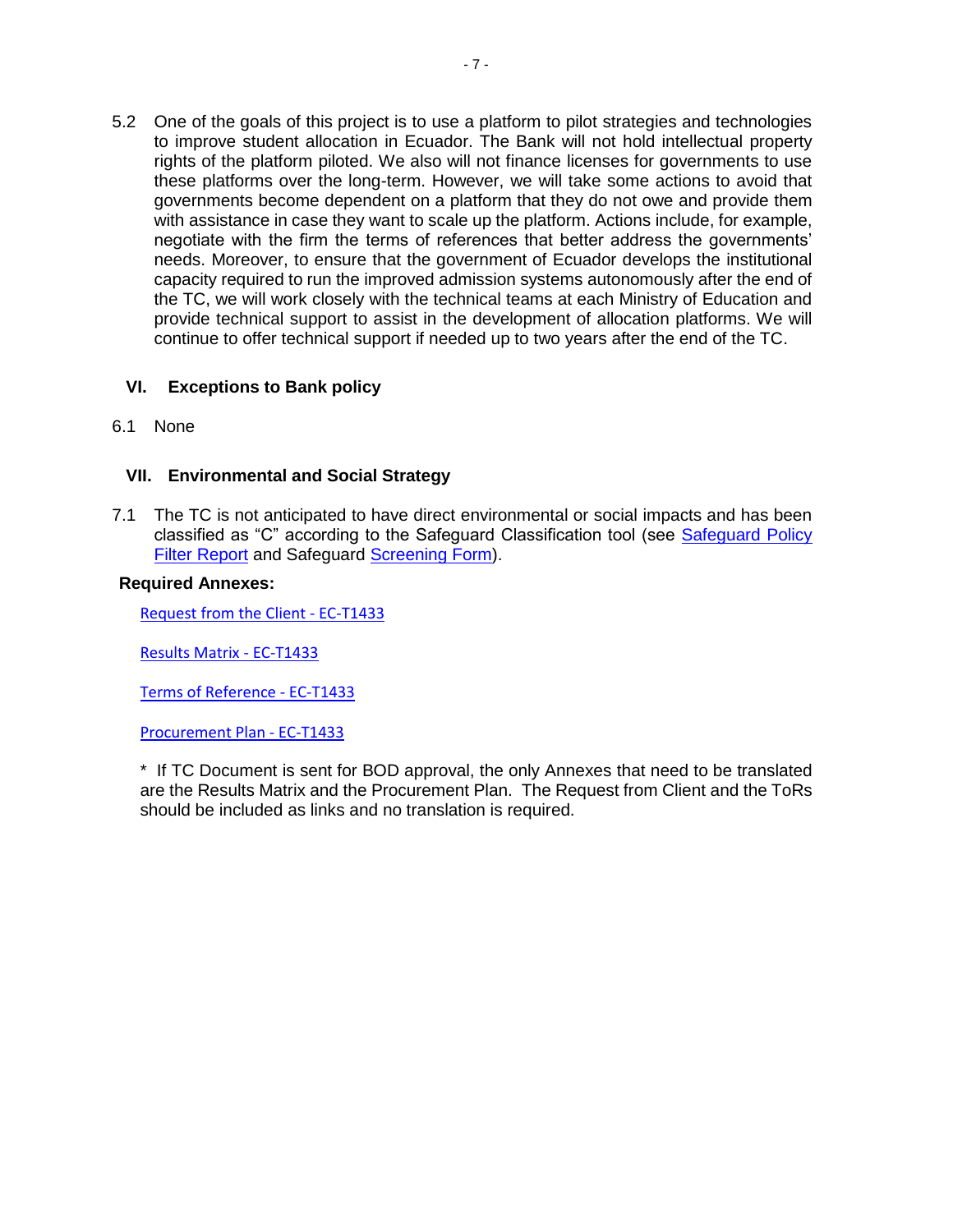5.2 One of the goals of this project is to use a platform to pilot strategies and technologies to improve student allocation in Ecuador. The Bank will not hold intellectual property rights of the platform piloted. We also will not finance licenses for governments to use these platforms over the long-term. However, we will take some actions to avoid that governments become dependent on a platform that they do not owe and provide them with assistance in case they want to scale up the platform. Actions include, for example, negotiate with the firm the terms of references that better address the governments' needs. Moreover, to ensure that the government of Ecuador develops the institutional capacity required to run the improved admission systems autonomously after the end of the TC, we will work closely with the technical teams at each Ministry of Education and provide technical support to assist in the development of allocation platforms. We will continue to offer technical support if needed up to two years after the end of the TC.

## VI. Exceptions to Bank policy

6.1 None

## VII. Environmental and Social Strategy

7.1 The TC is not anticipated to have direct environmental or social impacts and has been classified as "C" according to the Safeguard Classification tool (see Safeguard Policy Filter Report and Safeguard Screening Form).

**Required Annexes:**

Request from the Client - EC-T1433

Results Matrix - EC-T1433

Terms of Reference - EC-T1433

Procurement Plan - EC-T1433

* If TC Document is sent for BOD approval, the only Annexes that need to be translated are the Results Matrix and the Procurement Plan. The Request from Client and the ToRs should be included as links and no translation is required.